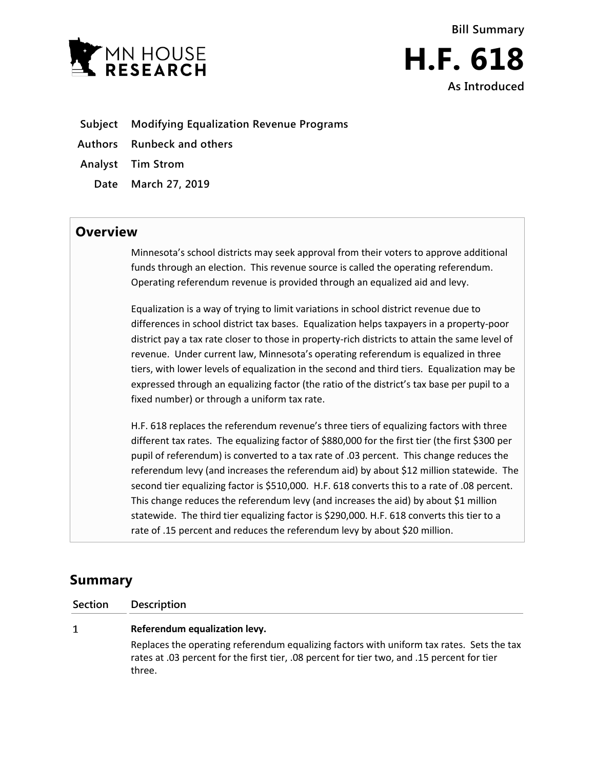Bill Summary

# H.F. 618

As Introduced

**Subject** Modifying Equalization Revenue Programs

**Authors** Runbeck and others

**Analyst** Tim Strom

**Date** March 27, 2019

## Overview

Minnesota's school districts may seek approval from their voters to approve additional funds through an election. This revenue source is called the operating referendum. Operating referendum revenue is provided through an equalized aid and levy.

Equalization is a way of trying to limit variations in school district revenue due to differences in school district tax bases. Equalization helps taxpayers in a property-poor district pay a tax rate closer to those in property-rich districts to attain the same level of revenue. Under current law, Minnesota's operating referendum is equalized in three tiers, with lower levels of equalization in the second and third tiers. Equalization may be expressed through an equalizing factor (the ratio of the district's tax base per pupil to a fixed number) or through a uniform tax rate.

H.F. 618 replaces the referendum revenue's three tiers of equalizing factors with three different tax rates. The equalizing factor of $880,000 for the first tier (the first $300 per pupil of referendum) is converted to a tax rate of .03 percent. This change reduces the referendum levy (and increases the referendum aid) by about $12 million statewide. The second tier equalizing factor is $510,000. H.F. 618 converts this to a rate of .08 percent. This change reduces the referendum levy (and increases the aid) by about $1 million statewide. The third tier equalizing factor is $290,000. H.F. 618 converts this tier to a rate of .15 percent and reduces the referendum levy by about $20 million.

## Summary

| Section | Description |
|---|---|
| 1 | **Referendum equalization levy.** Replaces the operating referendum equalizing factors with uniform tax rates. Sets the tax rates at .03 percent for the first tier, .08 percent for tier two, and .15 percent for tier three. |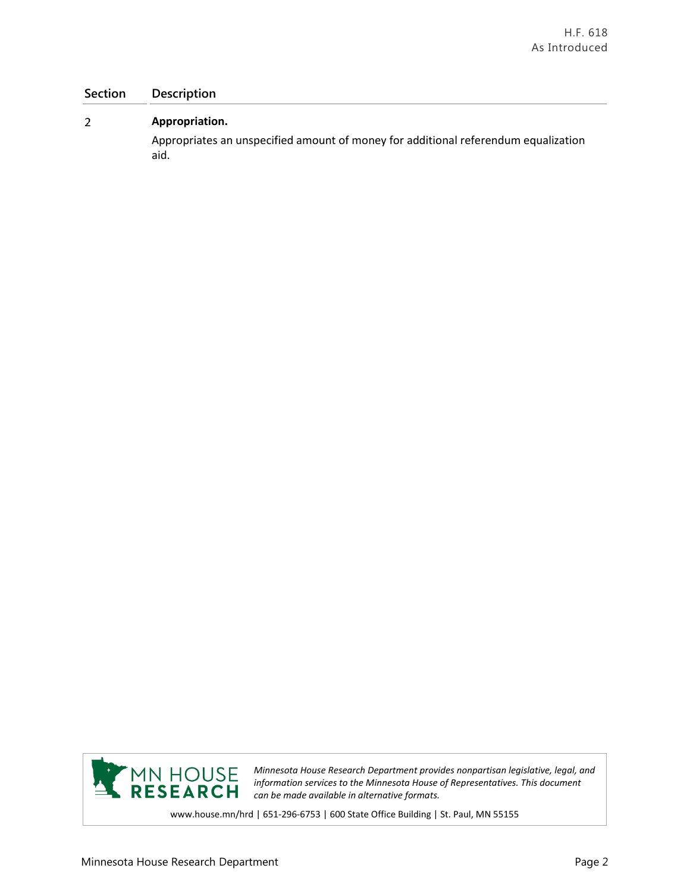| Section | Description |
| --- | --- |
| 2 | **Appropriation.** Appropriates an unspecified amount of money for additional referendum equalization aid. |

MN HOUSE RESEARCH

*Minnesota House Research Department provides nonpartisan legislative, legal, and information services to the Minnesota House of Representatives. This document can be made available in alternative formats.*

www.house.mn/hrd | 651-296-6753 | 600 State Office Building | St. Paul, MN 55155